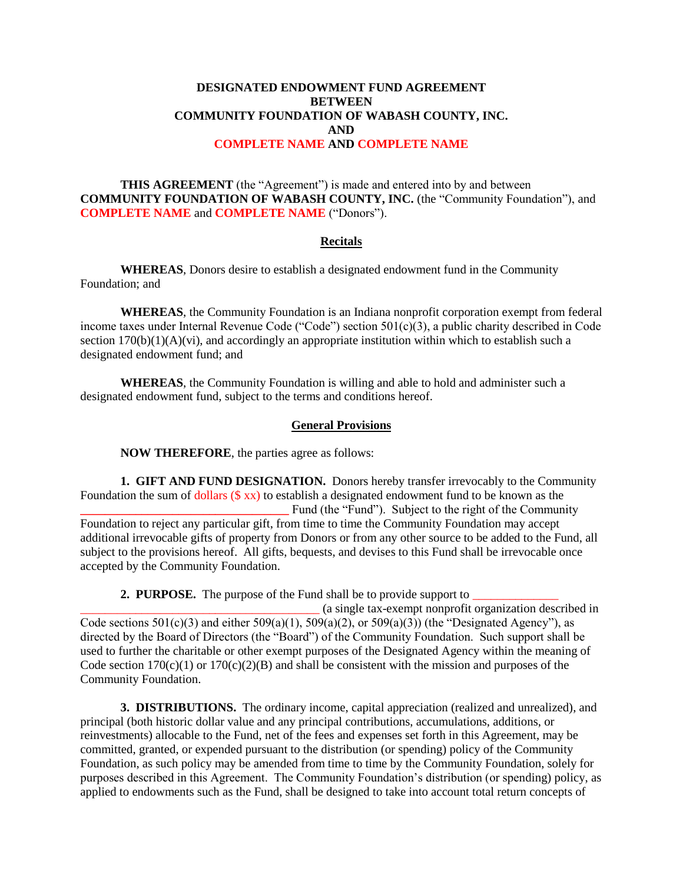**DESIGNATED ENDOWMENT FUND AGREEMENT**
**BETWEEN**
**COMMUNITY FOUNDATION OF WABASH COUNTY, INC.**
**AND**
**COMPLETE NAME AND COMPLETE NAME**

**THIS AGREEMENT** (the "Agreement") is made and entered into by and between **COMMUNITY FOUNDATION OF WABASH COUNTY, INC.** (the "Community Foundation"), and **COMPLETE NAME** and **COMPLETE NAME** ("Donors").

## Recitals

**WHEREAS**, Donors desire to establish a designated endowment fund in the Community Foundation; and

**WHEREAS**, the Community Foundation is an Indiana nonprofit corporation exempt from federal income taxes under Internal Revenue Code ("Code") section 501(c)(3), a public charity described in Code section 170(b)(1)(A)(vi), and accordingly an appropriate institution within which to establish such a designated endowment fund; and

**WHEREAS**, the Community Foundation is willing and able to hold and administer such a designated endowment fund, subject to the terms and conditions hereof.

## General Provisions

**NOW THEREFORE**, the parties agree as follows:

**1. GIFT AND FUND DESIGNATION.** Donors hereby transfer irrevocably to the Community Foundation the sum of dollars ($ xx) to establish a designated endowment fund to be known as the _________________________________ Fund (the "Fund"). Subject to the right of the Community Foundation to reject any particular gift, from time to time the Community Foundation may accept additional irrevocable gifts of property from Donors or from any other source to be added to the Fund, all subject to the provisions hereof. All gifts, bequests, and devises to this Fund shall be irrevocable once accepted by the Community Foundation.

**2. PURPOSE.** The purpose of the Fund shall be to provide support to ______________ ________________________________________ (a single tax-exempt nonprofit organization described in Code sections 501(c)(3) and either 509(a)(1), 509(a)(2), or 509(a)(3)) (the "Designated Agency"), as directed by the Board of Directors (the "Board") of the Community Foundation. Such support shall be used to further the charitable or other exempt purposes of the Designated Agency within the meaning of Code section 170(c)(1) or 170(c)(2)(B) and shall be consistent with the mission and purposes of the Community Foundation.

**3. DISTRIBUTIONS.** The ordinary income, capital appreciation (realized and unrealized), and principal (both historic dollar value and any principal contributions, accumulations, additions, or reinvestments) allocable to the Fund, net of the fees and expenses set forth in this Agreement, may be committed, granted, or expended pursuant to the distribution (or spending) policy of the Community Foundation, as such policy may be amended from time to time by the Community Foundation, solely for purposes described in this Agreement. The Community Foundation's distribution (or spending) policy, as applied to endowments such as the Fund, shall be designed to take into account total return concepts of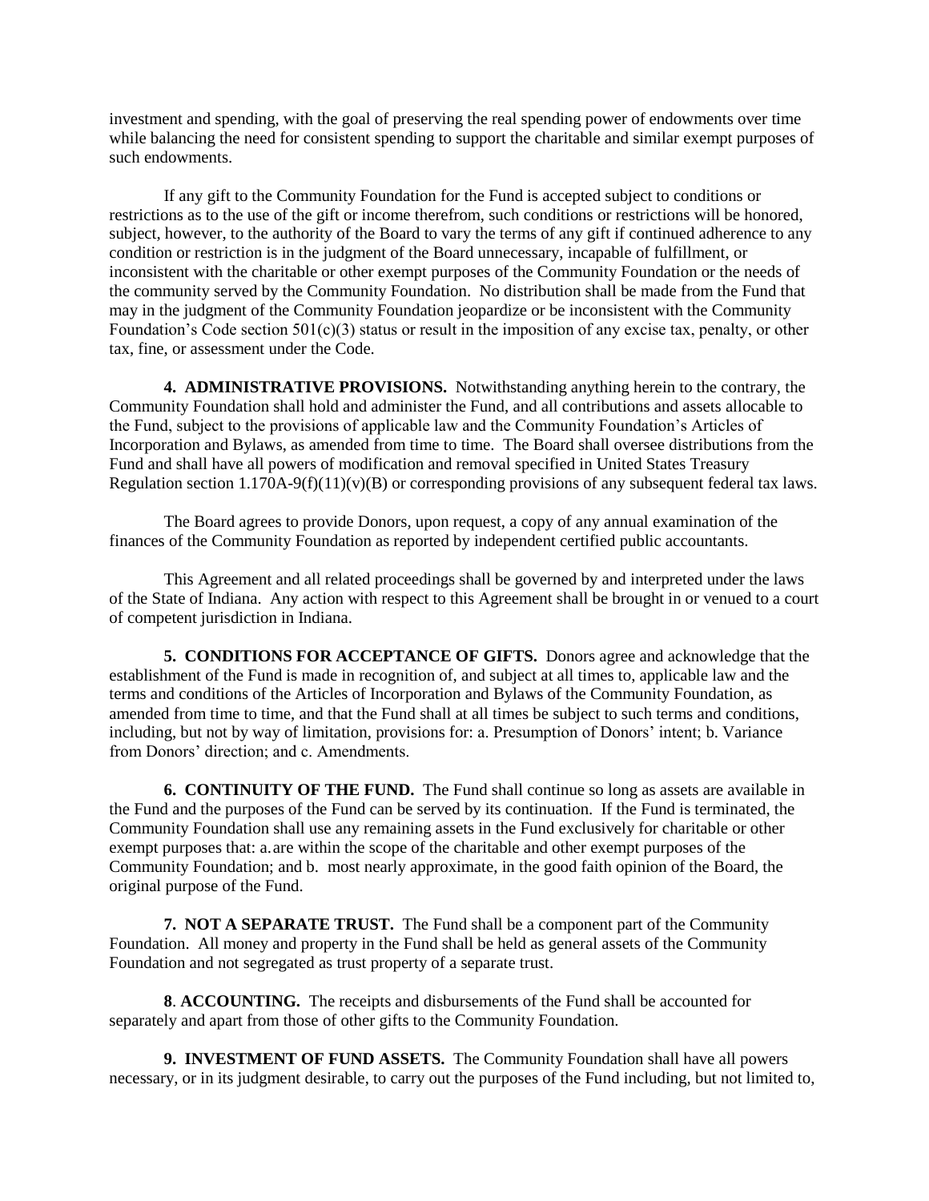investment and spending, with the goal of preserving the real spending power of endowments over time while balancing the need for consistent spending to support the charitable and similar exempt purposes of such endowments.

If any gift to the Community Foundation for the Fund is accepted subject to conditions or restrictions as to the use of the gift or income therefrom, such conditions or restrictions will be honored, subject, however, to the authority of the Board to vary the terms of any gift if continued adherence to any condition or restriction is in the judgment of the Board unnecessary, incapable of fulfillment, or inconsistent with the charitable or other exempt purposes of the Community Foundation or the needs of the community served by the Community Foundation. No distribution shall be made from the Fund that may in the judgment of the Community Foundation jeopardize or be inconsistent with the Community Foundation's Code section 501(c)(3) status or result in the imposition of any excise tax, penalty, or other tax, fine, or assessment under the Code.

**4. ADMINISTRATIVE PROVISIONS.** Notwithstanding anything herein to the contrary, the Community Foundation shall hold and administer the Fund, and all contributions and assets allocable to the Fund, subject to the provisions of applicable law and the Community Foundation's Articles of Incorporation and Bylaws, as amended from time to time. The Board shall oversee distributions from the Fund and shall have all powers of modification and removal specified in United States Treasury Regulation section 1.170A-9(f)(11)(v)(B) or corresponding provisions of any subsequent federal tax laws.

The Board agrees to provide Donors, upon request, a copy of any annual examination of the finances of the Community Foundation as reported by independent certified public accountants.

This Agreement and all related proceedings shall be governed by and interpreted under the laws of the State of Indiana. Any action with respect to this Agreement shall be brought in or venued to a court of competent jurisdiction in Indiana.

**5. CONDITIONS FOR ACCEPTANCE OF GIFTS.** Donors agree and acknowledge that the establishment of the Fund is made in recognition of, and subject at all times to, applicable law and the terms and conditions of the Articles of Incorporation and Bylaws of the Community Foundation, as amended from time to time, and that the Fund shall at all times be subject to such terms and conditions, including, but not by way of limitation, provisions for: a. Presumption of Donors' intent; b. Variance from Donors' direction; and c. Amendments.

**6. CONTINUITY OF THE FUND.** The Fund shall continue so long as assets are available in the Fund and the purposes of the Fund can be served by its continuation. If the Fund is terminated, the Community Foundation shall use any remaining assets in the Fund exclusively for charitable or other exempt purposes that: a. are within the scope of the charitable and other exempt purposes of the Community Foundation; and b. most nearly approximate, in the good faith opinion of the Board, the original purpose of the Fund.

**7. NOT A SEPARATE TRUST.** The Fund shall be a component part of the Community Foundation. All money and property in the Fund shall be held as general assets of the Community Foundation and not segregated as trust property of a separate trust.

**8. ACCOUNTING.** The receipts and disbursements of the Fund shall be accounted for separately and apart from those of other gifts to the Community Foundation.

**9. INVESTMENT OF FUND ASSETS.** The Community Foundation shall have all powers necessary, or in its judgment desirable, to carry out the purposes of the Fund including, but not limited to,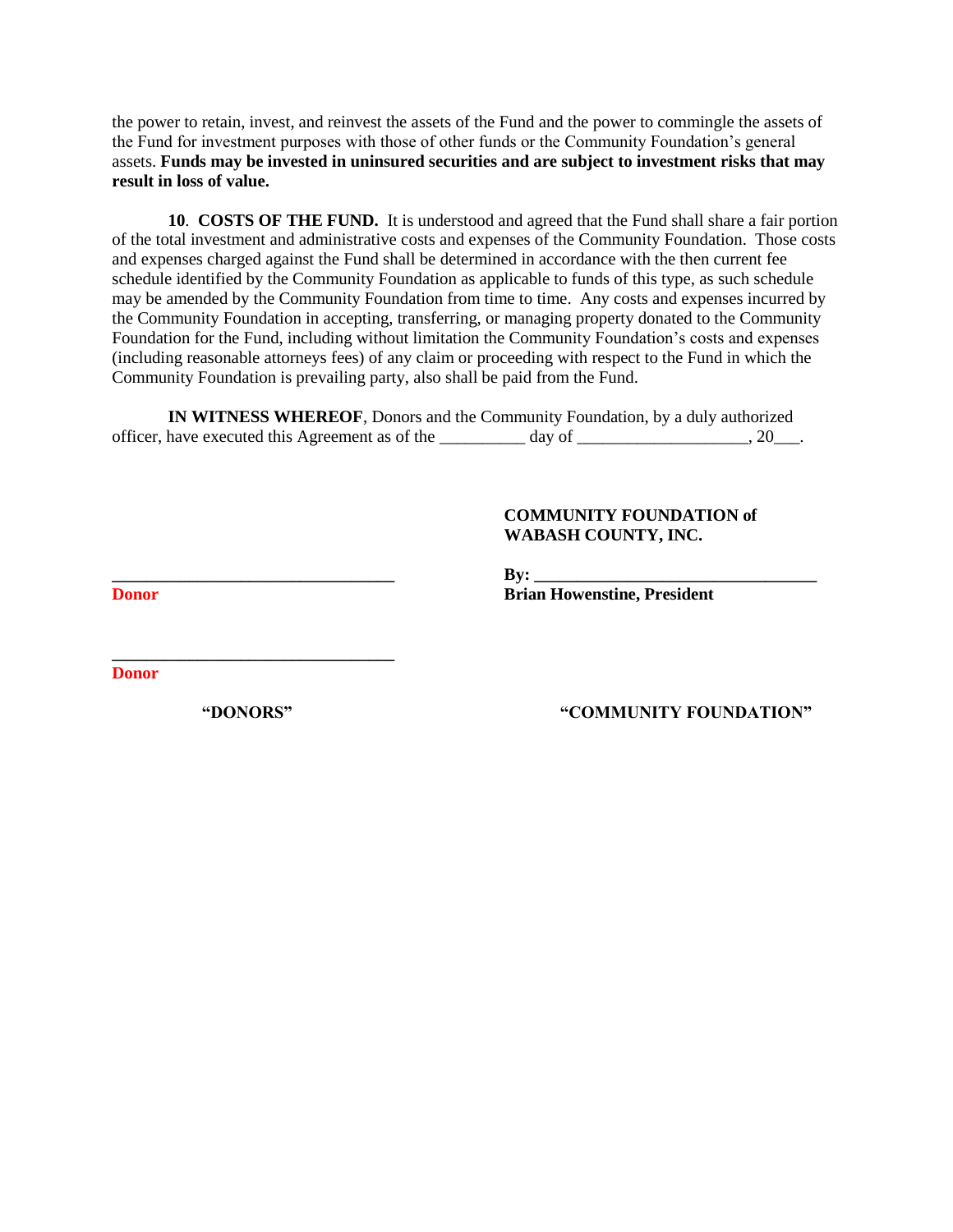the power to retain, invest, and reinvest the assets of the Fund and the power to commingle the assets of the Fund for investment purposes with those of other funds or the Community Foundation's general assets. **Funds may be invested in uninsured securities and are subject to investment risks that may result in loss of value.**

**10**. **COSTS OF THE FUND.** It is understood and agreed that the Fund shall share a fair portion of the total investment and administrative costs and expenses of the Community Foundation. Those costs and expenses charged against the Fund shall be determined in accordance with the then current fee schedule identified by the Community Foundation as applicable to funds of this type, as such schedule may be amended by the Community Foundation from time to time. Any costs and expenses incurred by the Community Foundation in accepting, transferring, or managing property donated to the Community Foundation for the Fund, including without limitation the Community Foundation's costs and expenses (including reasonable attorneys fees) of any claim or proceeding with respect to the Fund in which the Community Foundation is prevailing party, also shall be paid from the Fund.

**IN WITNESS WHEREOF**, Donors and the Community Foundation, by a duly authorized officer, have executed this Agreement as of the __________ day of ____________________, 20___.

**COMMUNITY FOUNDATION of WABASH COUNTY, INC.**

_________________________________
**Donor**

**By: _________________________________**
**Brian Howenstine, President**

_________________________________
**Donor**

**"DONORS"**

**"COMMUNITY FOUNDATION"**